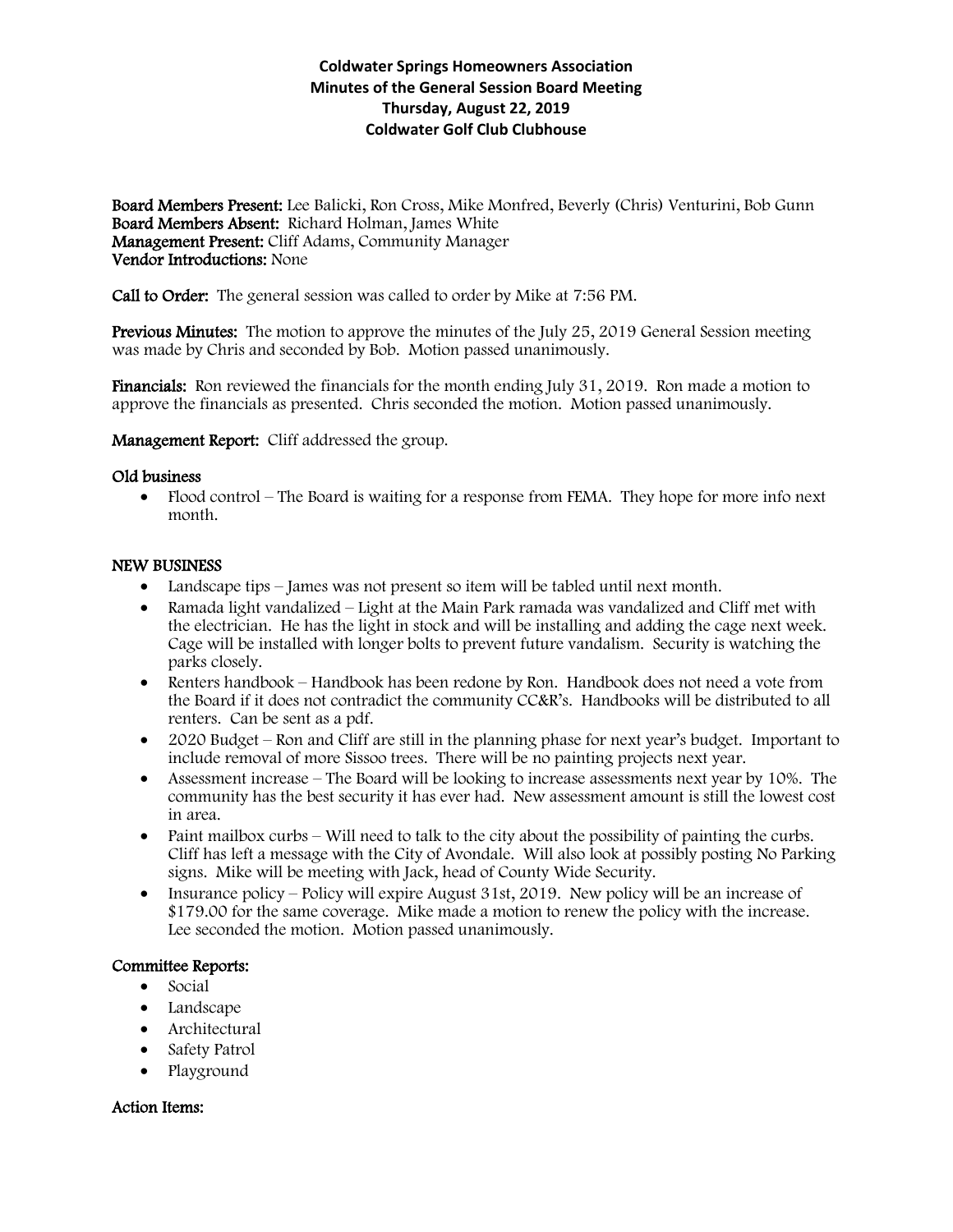# Coldwater Springs Homeowners Association
## Minutes of the General Session Board Meeting
## Thursday, August 22, 2019
## Coldwater Golf Club Clubhouse

**Board Members Present:** Lee Balicki, Ron Cross, Mike Monfred, Beverly (Chris) Venturini, Bob Gunn
**Board Members Absent:** Richard Holman, James White
**Management Present:** Cliff Adams, Community Manager
**Vendor Introductions:** None

**Call to Order:** The general session was called to order by Mike at 7:56 PM.

**Previous Minutes:** The motion to approve the minutes of the July 25, 2019 General Session meeting was made by Chris and seconded by Bob. Motion passed unanimously.

**Financials:** Ron reviewed the financials for the month ending July 31, 2019. Ron made a motion to approve the financials as presented. Chris seconded the motion. Motion passed unanimously.

**Management Report:** Cliff addressed the group.

**Old business**

- Flood control – The Board is waiting for a response from FEMA. They hope for more info next month.

**NEW BUSINESS**

- Landscape tips – James was not present so item will be tabled until next month.
- Ramada light vandalized – Light at the Main Park ramada was vandalized and Cliff met with the electrician. He has the light in stock and will be installing and adding the cage next week. Cage will be installed with longer bolts to prevent future vandalism. Security is watching the parks closely.
- Renters handbook – Handbook has been redone by Ron. Handbook does not need a vote from the Board if it does not contradict the community CC&R's. Handbooks will be distributed to all renters. Can be sent as a pdf.
- 2020 Budget – Ron and Cliff are still in the planning phase for next year's budget. Important to include removal of more Sissoo trees. There will be no painting projects next year.
- Assessment increase – The Board will be looking to increase assessments next year by 10%. The community has the best security it has ever had. New assessment amount is still the lowest cost in area.
- Paint mailbox curbs – Will need to talk to the city about the possibility of painting the curbs. Cliff has left a message with the City of Avondale. Will also look at possibly posting No Parking signs. Mike will be meeting with Jack, head of County Wide Security.
- Insurance policy – Policy will expire August 31st, 2019. New policy will be an increase of $179.00 for the same coverage. Mike made a motion to renew the policy with the increase. Lee seconded the motion. Motion passed unanimously.

**Committee Reports:**

- Social
- Landscape
- Architectural
- Safety Patrol
- Playground

**Action Items:**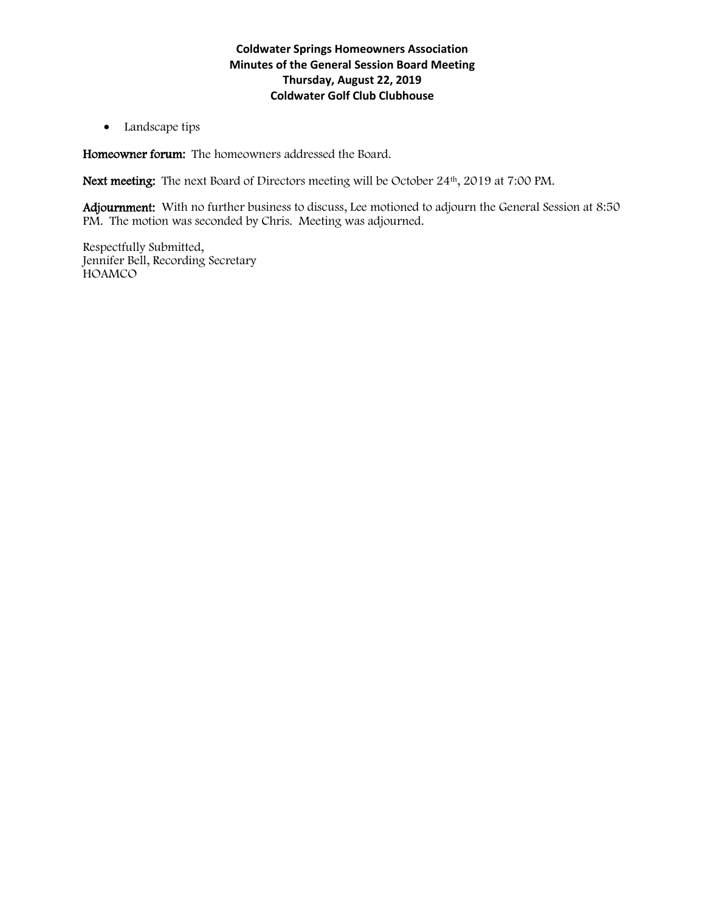**Coldwater Springs Homeowners Association**
**Minutes of the General Session Board Meeting**
**Thursday, August 22, 2019**
**Coldwater Golf Club Clubhouse**

- Landscape tips

**Homeowner forum:** The homeowners addressed the Board.

**Next meeting:** The next Board of Directors meeting will be October 24th, 2019 at 7:00 PM.

**Adjournment:** With no further business to discuss, Lee motioned to adjourn the General Session at 8:50 PM. The motion was seconded by Chris. Meeting was adjourned.

Respectfully Submitted,
Jennifer Bell, Recording Secretary
HOAMCO